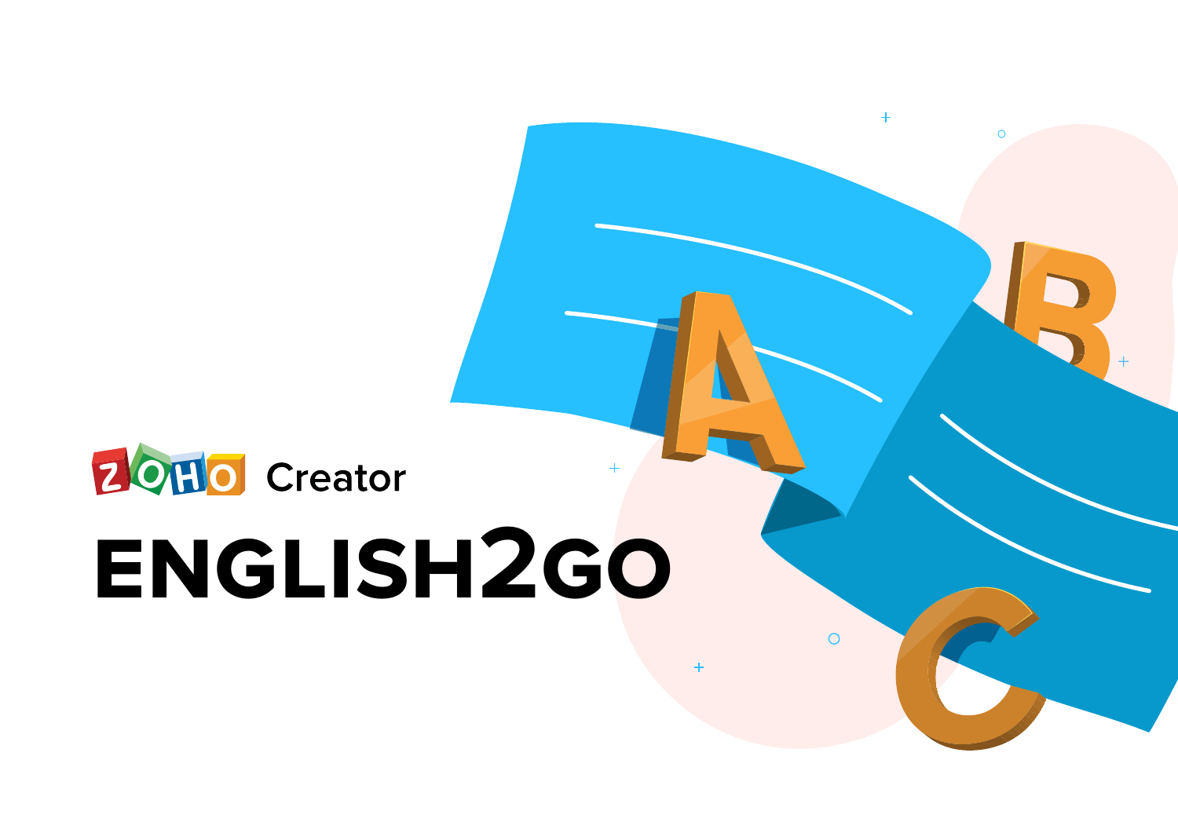ZOHO Creator

# ENGLISH2GO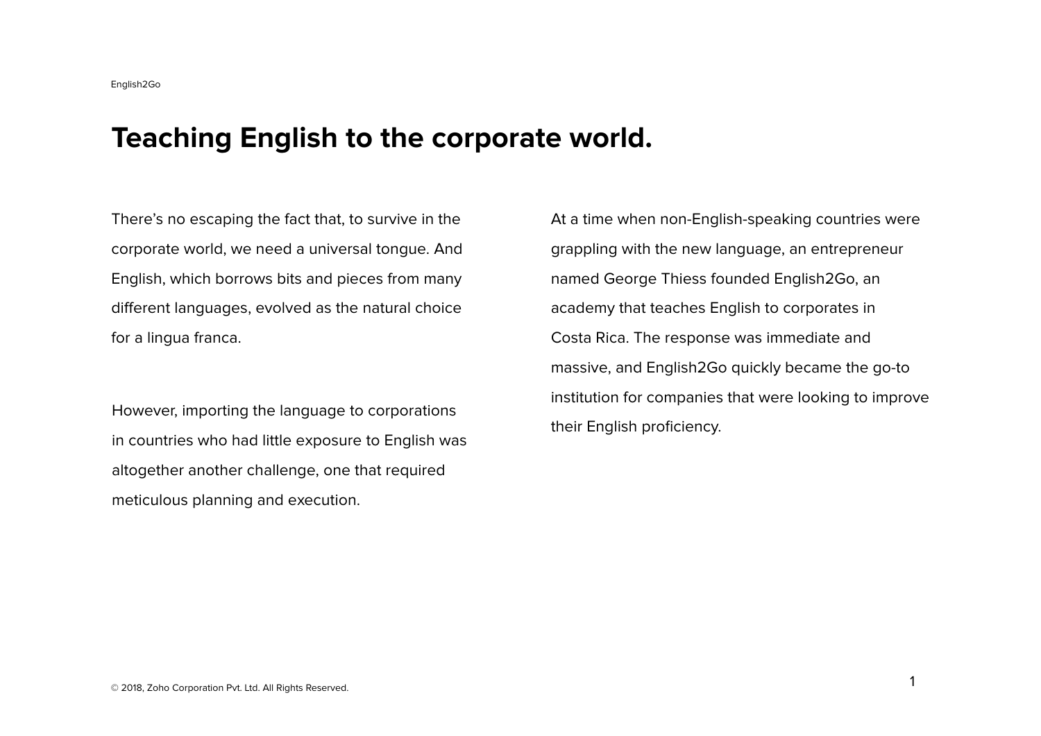# Teaching English to the corporate world.

There's no escaping the fact that, to survive in the corporate world, we need a universal tongue. And English, which borrows bits and pieces from many different languages, evolved as the natural choice for a lingua franca.

However, importing the language to corporations in countries who had little exposure to English was altogether another challenge, one that required meticulous planning and execution.

At a time when non-English-speaking countries were grappling with the new language, an entrepreneur named George Thiess founded English2Go, an academy that teaches English to corporates in Costa Rica. The response was immediate and massive, and English2Go quickly became the go-to institution for companies that were looking to improve their English proficiency.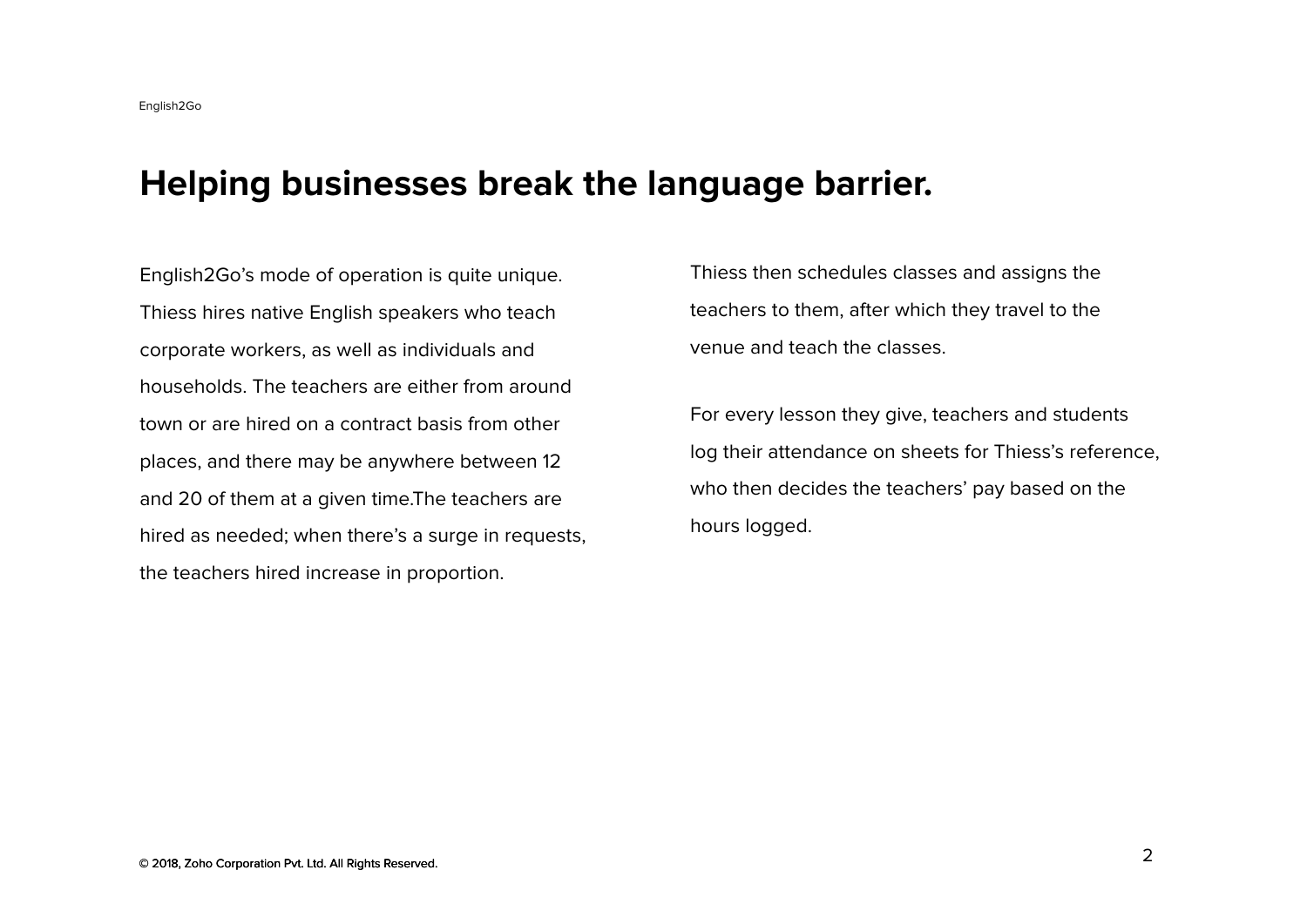# Helping businesses break the language barrier.

English2Go's mode of operation is quite unique. Thiess hires native English speakers who teach corporate workers, as well as individuals and households. The teachers are either from around town or are hired on a contract basis from other places, and there may be anywhere between 12 and 20 of them at a given time.The teachers are hired as needed; when there's a surge in requests, the teachers hired increase in proportion.

Thiess then schedules classes and assigns the teachers to them, after which they travel to the venue and teach the classes.

For every lesson they give, teachers and students log their attendance on sheets for Thiess's reference, who then decides the teachers' pay based on the hours logged.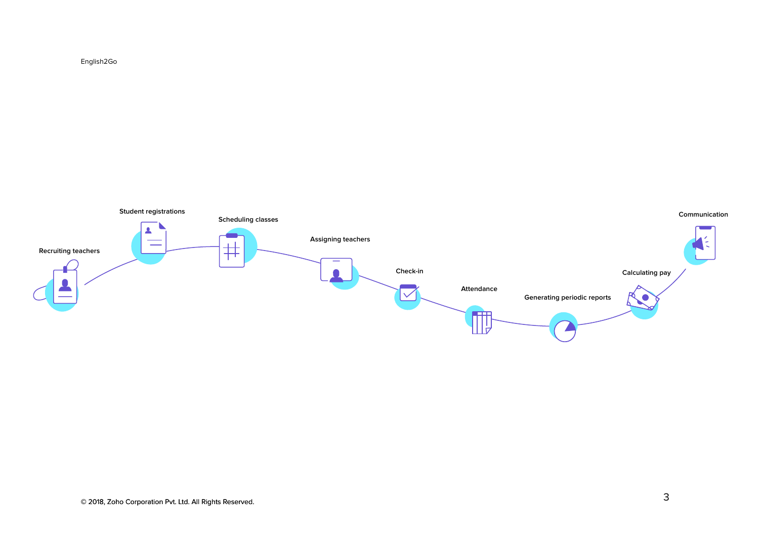English2Go

Recruiting teachers

Student registrations

Scheduling classes

Assigning teachers

Check-in

Attendance

Generating periodic reports

Calculating pay

Communication

© 2018, Zoho Corporation Pvt. Ltd. All Rights Reserved.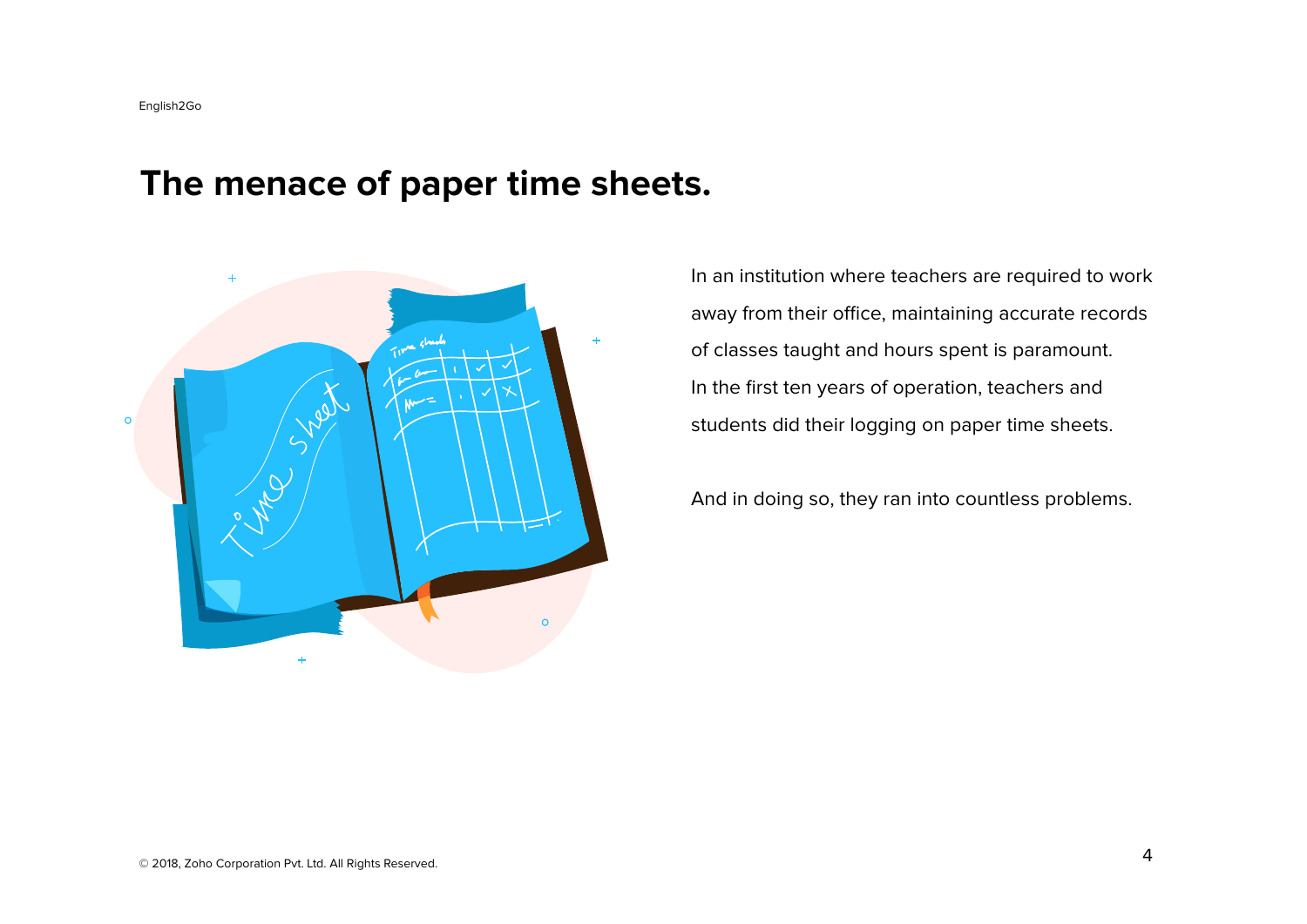# The menace of paper time sheets.

In an institution where teachers are required to work away from their office, maintaining accurate records of classes taught and hours spent is paramount. In the first ten years of operation, teachers and students did their logging on paper time sheets.

And in doing so, they ran into countless problems.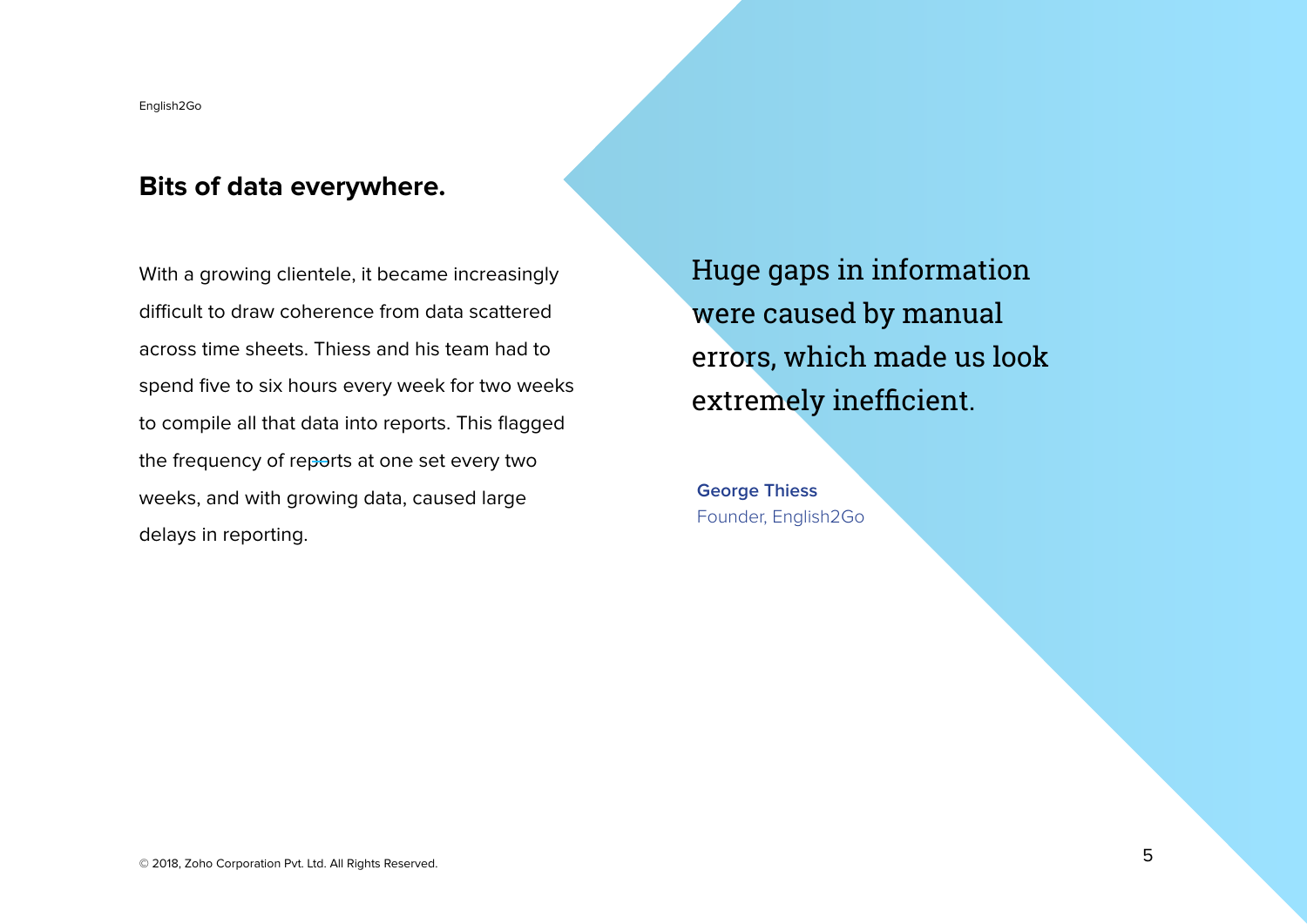## Bits of data everywhere.

With a growing clientele, it became increasingly difficult to draw coherence from data scattered across time sheets. Thiess and his team had to spend five to six hours every week for two weeks to compile all that data into reports. This flagged the frequency of reports at one set every two weeks, and with growing data, caused large delays in reporting.

> Huge gaps in information were caused by manual errors, which made us look extremely inefficient.
>
> **George Thiess**
> Founder, English2Go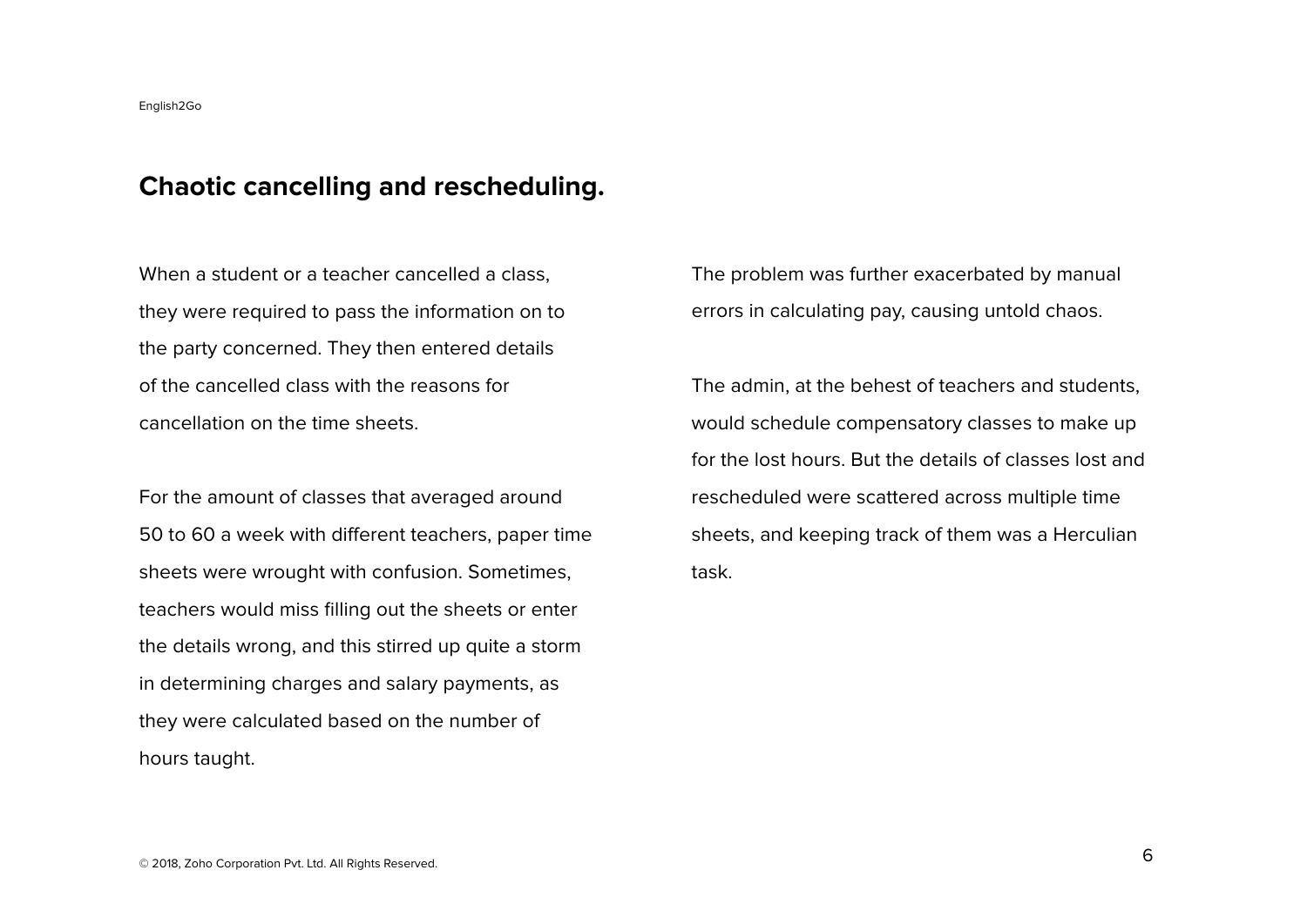## Chaotic cancelling and rescheduling.

When a student or a teacher cancelled a class, they were required to pass the information on to the party concerned. They then entered details of the cancelled class with the reasons for cancellation on the time sheets.

For the amount of classes that averaged around 50 to 60 a week with different teachers, paper time sheets were wrought with confusion. Sometimes, teachers would miss filling out the sheets or enter the details wrong, and this stirred up quite a storm in determining charges and salary payments, as they were calculated based on the number of hours taught.

The problem was further exacerbated by manual errors in calculating pay, causing untold chaos.

The admin, at the behest of teachers and students, would schedule compensatory classes to make up for the lost hours. But the details of classes lost and rescheduled were scattered across multiple time sheets, and keeping track of them was a Herculian task.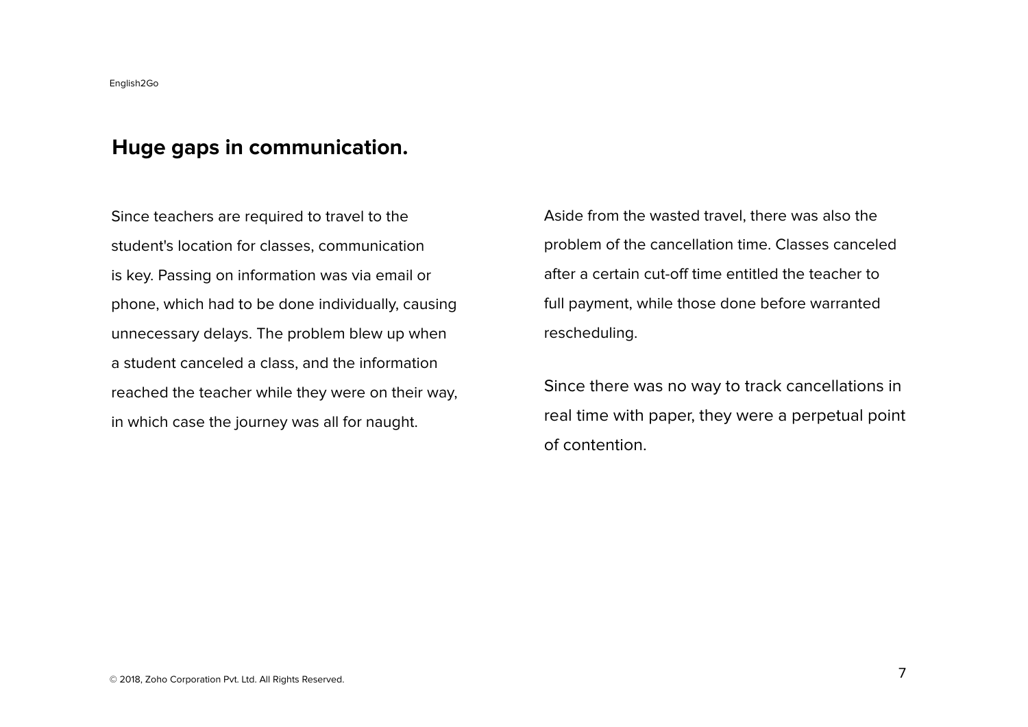## Huge gaps in communication.

Since teachers are required to travel to the student's location for classes, communication is key. Passing on information was via email or phone, which had to be done individually, causing unnecessary delays. The problem blew up when a student canceled a class, and the information reached the teacher while they were on their way, in which case the journey was all for naught.

Aside from the wasted travel, there was also the problem of the cancellation time. Classes canceled after a certain cut-off time entitled the teacher to full payment, while those done before warranted rescheduling.

Since there was no way to track cancellations in real time with paper, they were a perpetual point of contention.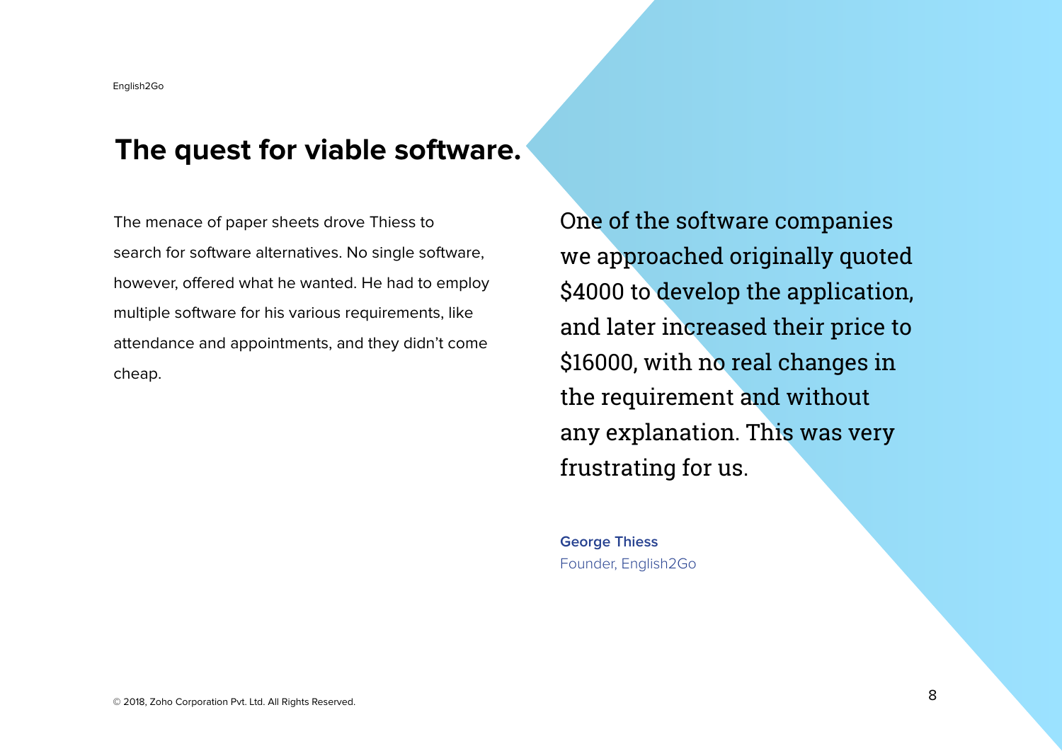## The quest for viable software.

The menace of paper sheets drove Thiess to search for software alternatives. No single software, however, offered what he wanted. He had to employ multiple software for his various requirements, like attendance and appointments, and they didn't come cheap.

> One of the software companies we approached originally quoted $4000 to develop the application, and later increased their price to $16000, with no real changes in the requirement and without any explanation. This was very frustrating for us.

**George Thiess**
Founder, English2Go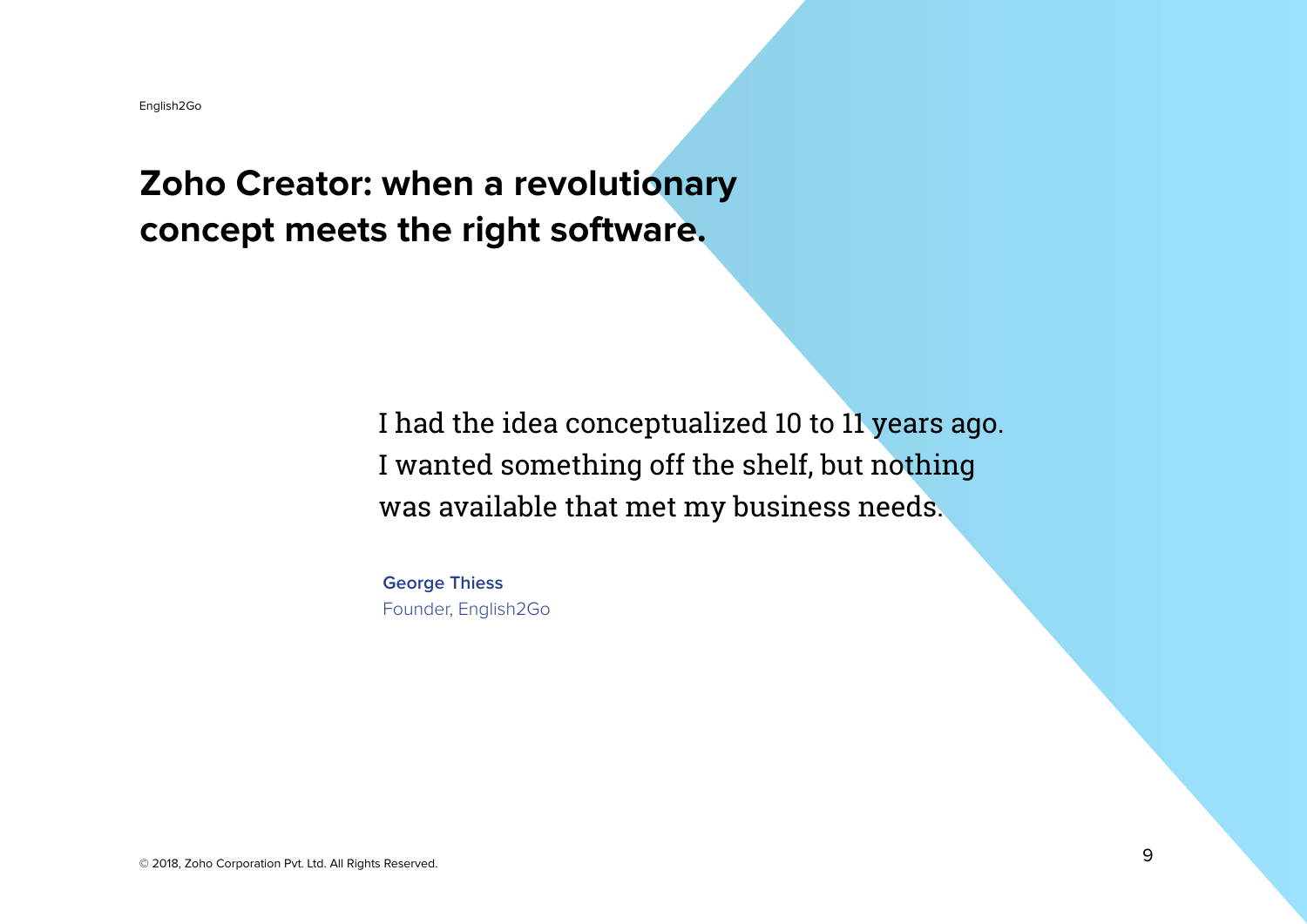## Zoho Creator: when a revolutionary concept meets the right software.

> I had the idea conceptualized 10 to 11 years ago. I wanted something off the shelf, but nothing was available that met my business needs.

**George Thiess**
Founder, English2Go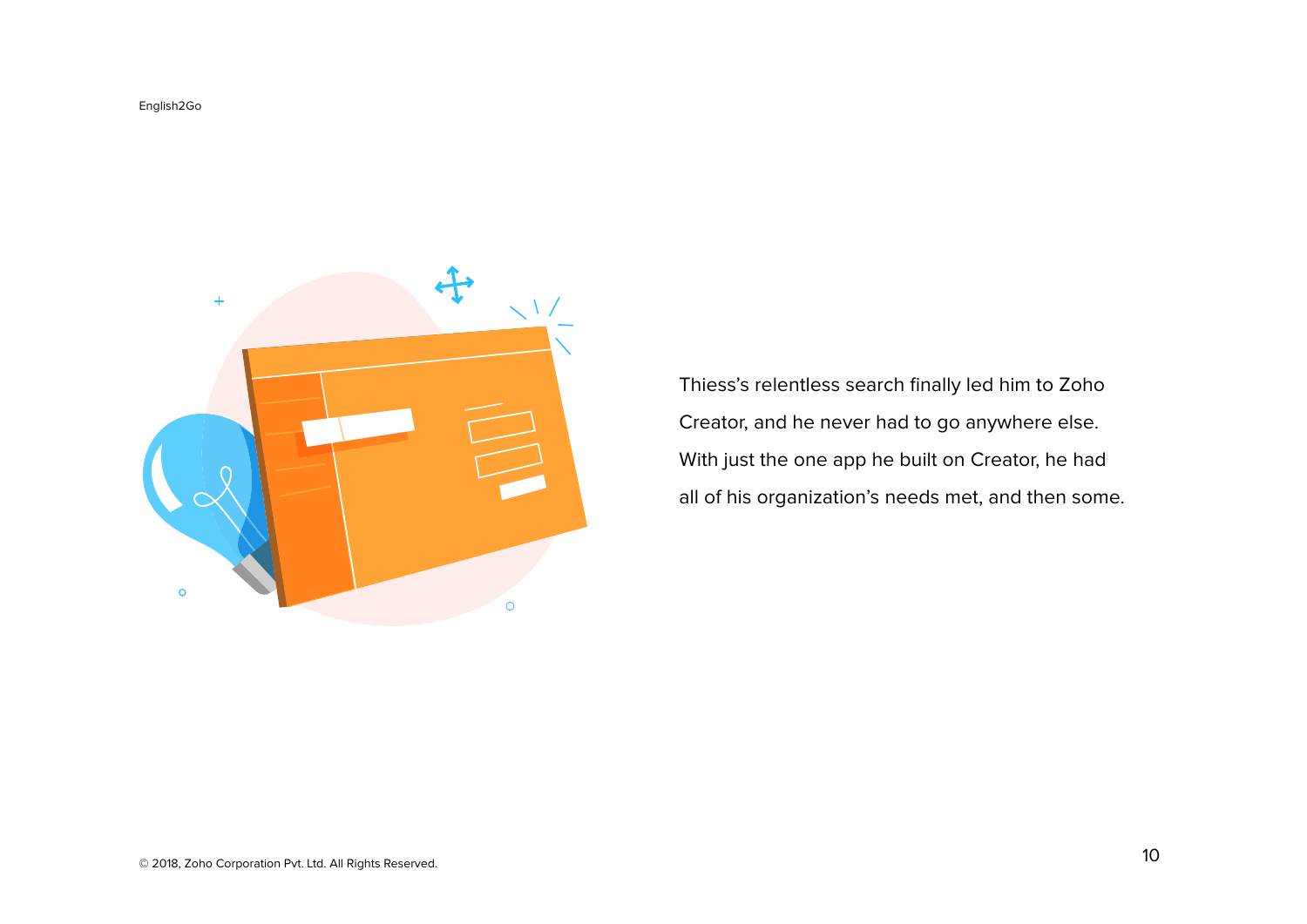Thiess's relentless search finally led him to Zoho Creator, and he never had to go anywhere else. With just the one app he built on Creator, he had all of his organization's needs met, and then some.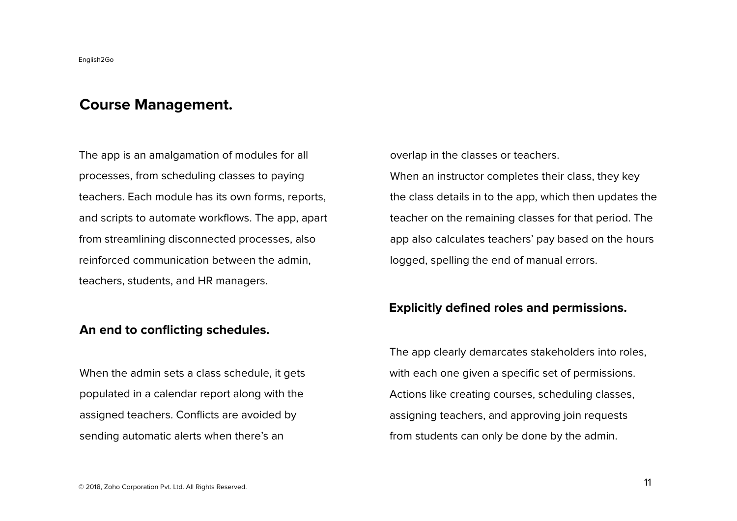## Course Management.

The app is an amalgamation of modules for all processes, from scheduling classes to paying teachers. Each module has its own forms, reports, and scripts to automate workflows. The app, apart from streamlining disconnected processes, also reinforced communication between the admin, teachers, students, and HR managers.

### An end to conflicting schedules.

When the admin sets a class schedule, it gets populated in a calendar report along with the assigned teachers. Conflicts are avoided by sending automatic alerts when there's an overlap in the classes or teachers.

When an instructor completes their class, they key the class details in to the app, which then updates the teacher on the remaining classes for that period. The app also calculates teachers' pay based on the hours logged, spelling the end of manual errors.

### Explicitly defined roles and permissions.

The app clearly demarcates stakeholders into roles, with each one given a specific set of permissions. Actions like creating courses, scheduling classes, assigning teachers, and approving join requests from students can only be done by the admin.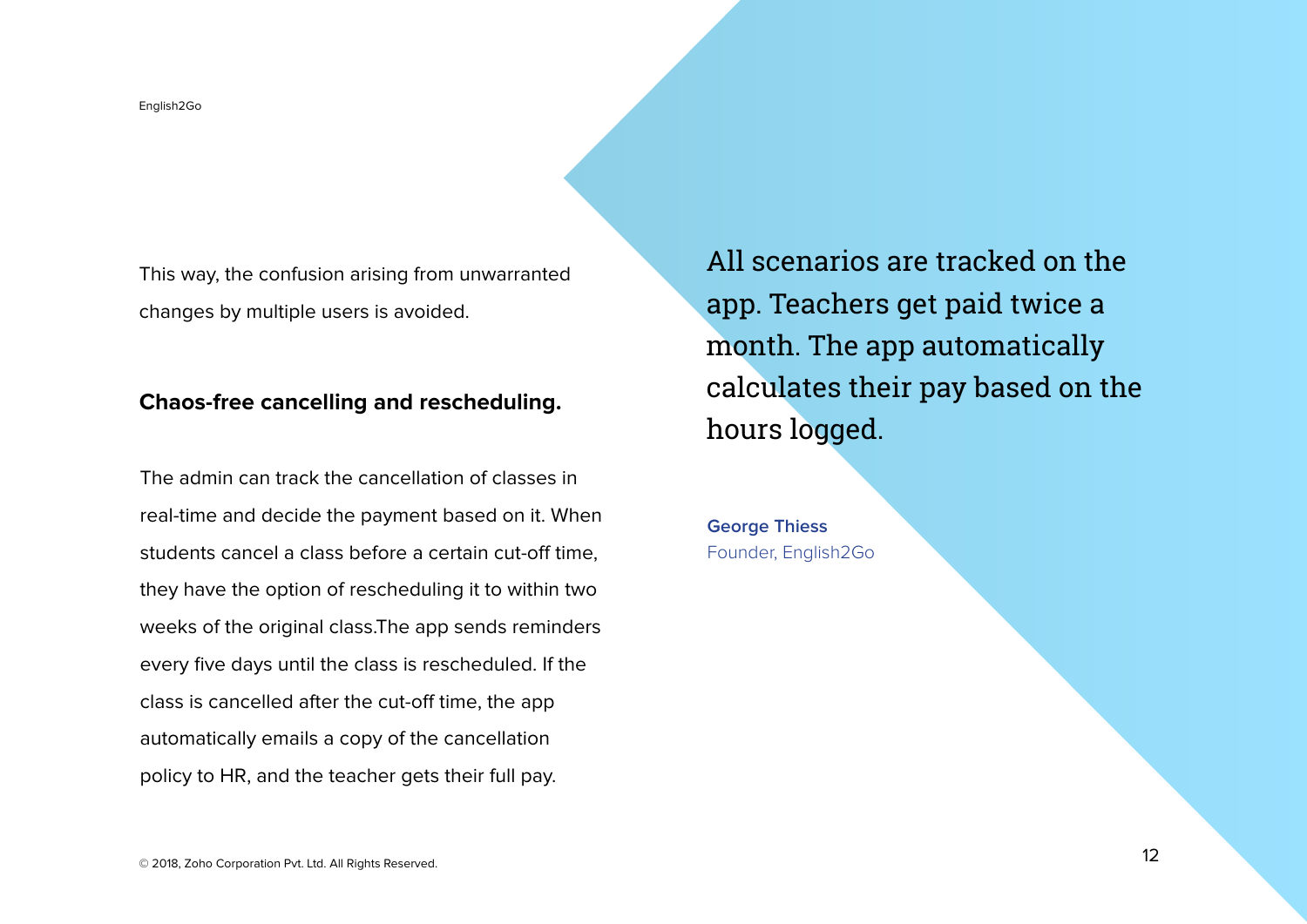This way, the confusion arising from unwarranted changes by multiple users is avoided.

### Chaos-free cancelling and rescheduling.

The admin can track the cancellation of classes in real-time and decide the payment based on it. When students cancel a class before a certain cut-off time, they have the option of rescheduling it to within two weeks of the original class.The app sends reminders every five days until the class is rescheduled. If the class is cancelled after the cut-off time, the app automatically emails a copy of the cancellation policy to HR, and the teacher gets their full pay.

> All scenarios are tracked on the app. Teachers get paid twice a month. The app automatically calculates their pay based on the hours logged.
>
> **George Thiess**
> Founder, English2Go

© 2018, Zoho Corporation Pvt. Ltd. All Rights Reserved.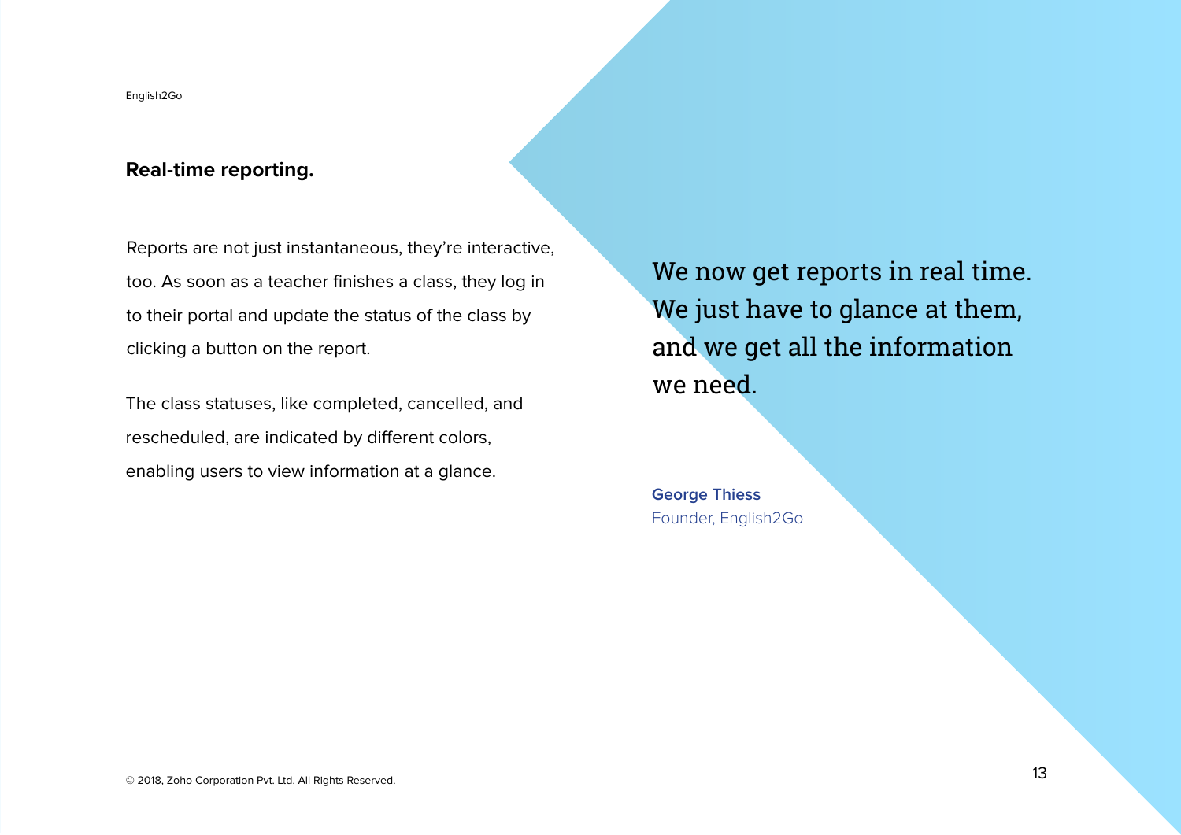## Real-time reporting.

Reports are not just instantaneous, they're interactive, too. As soon as a teacher finishes a class, they log in to their portal and update the status of the class by clicking a button on the report.

The class statuses, like completed, cancelled, and rescheduled, are indicated by different colors, enabling users to view information at a glance.

> We now get reports in real time. We just have to glance at them, and we get all the information we need.
>
> **George Thiess**
> Founder, English2Go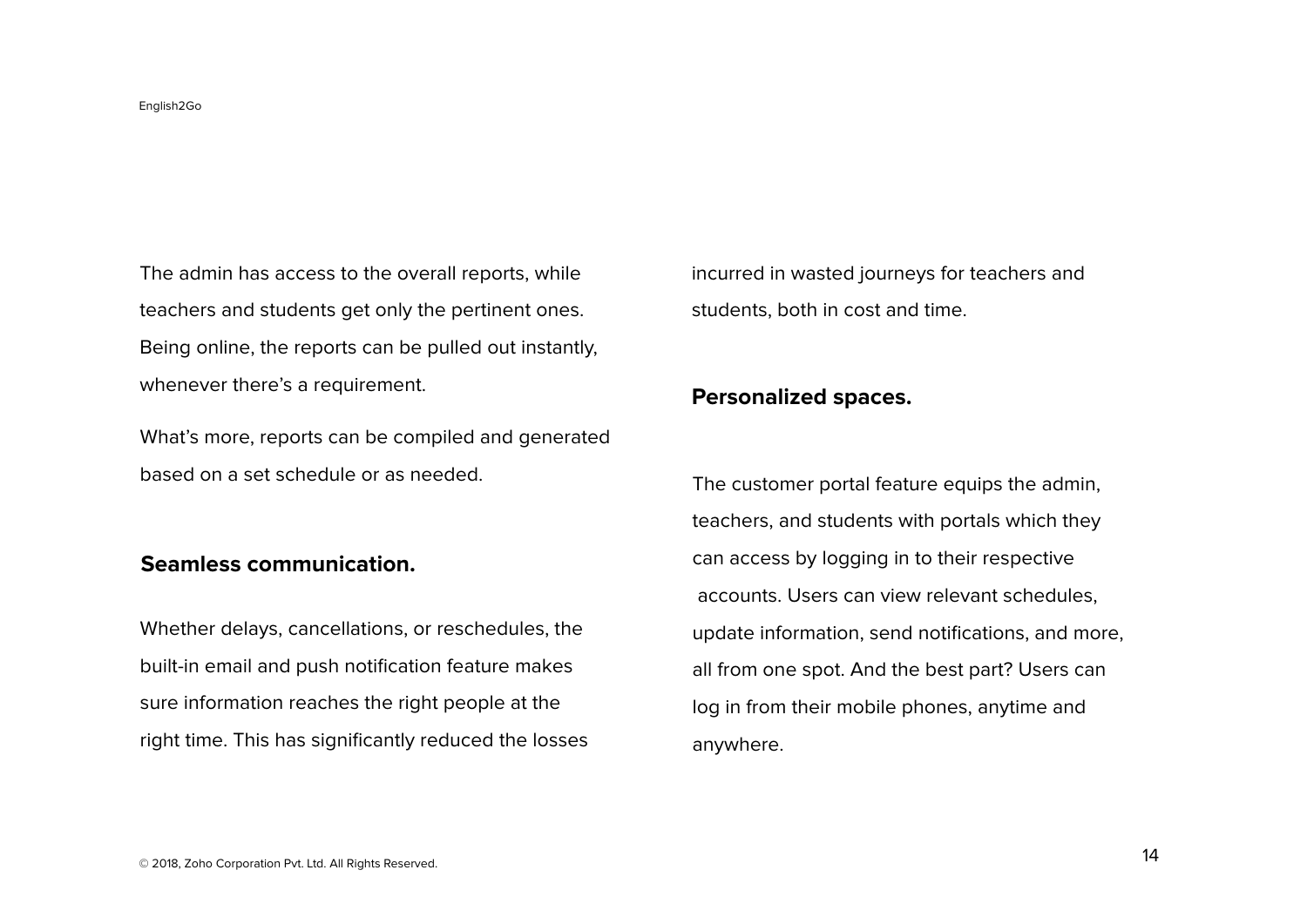The admin has access to the overall reports, while teachers and students get only the pertinent ones. Being online, the reports can be pulled out instantly, whenever there's a requirement.

What's more, reports can be compiled and generated based on a set schedule or as needed.

### Seamless communication.

Whether delays, cancellations, or reschedules, the built-in email and push notification feature makes sure information reaches the right people at the right time. This has significantly reduced the losses incurred in wasted journeys for teachers and students, both in cost and time.

### Personalized spaces.

The customer portal feature equips the admin, teachers, and students with portals which they can access by logging in to their respective accounts. Users can view relevant schedules, update information, send notifications, and more, all from one spot. And the best part? Users can log in from their mobile phones, anytime and anywhere.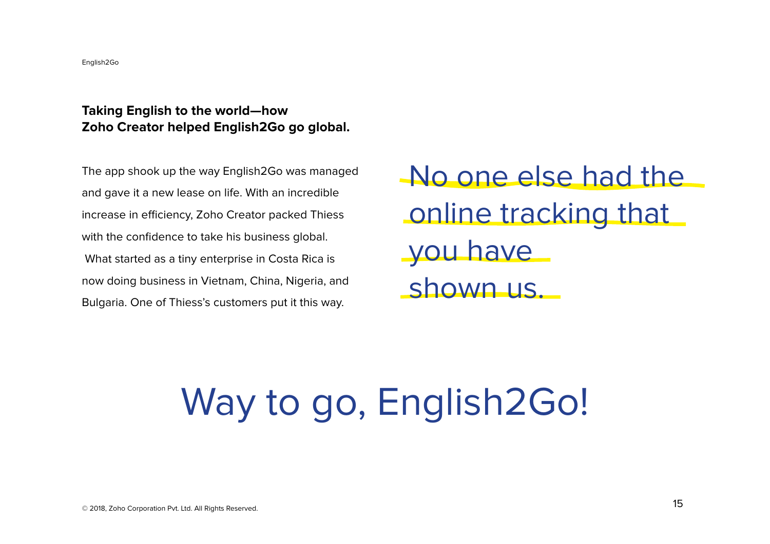**Taking English to the world—how Zoho Creator helped English2Go go global.**

The app shook up the way English2Go was managed and gave it a new lease on life. With an incredible increase in efficiency, Zoho Creator packed Thiess with the confidence to take his business global. What started as a tiny enterprise in Costa Rica is now doing business in Vietnam, China, Nigeria, and Bulgaria. One of Thiess's customers put it this way.

> No one else had the online tracking that you have shown us.

# Way to go, English2Go!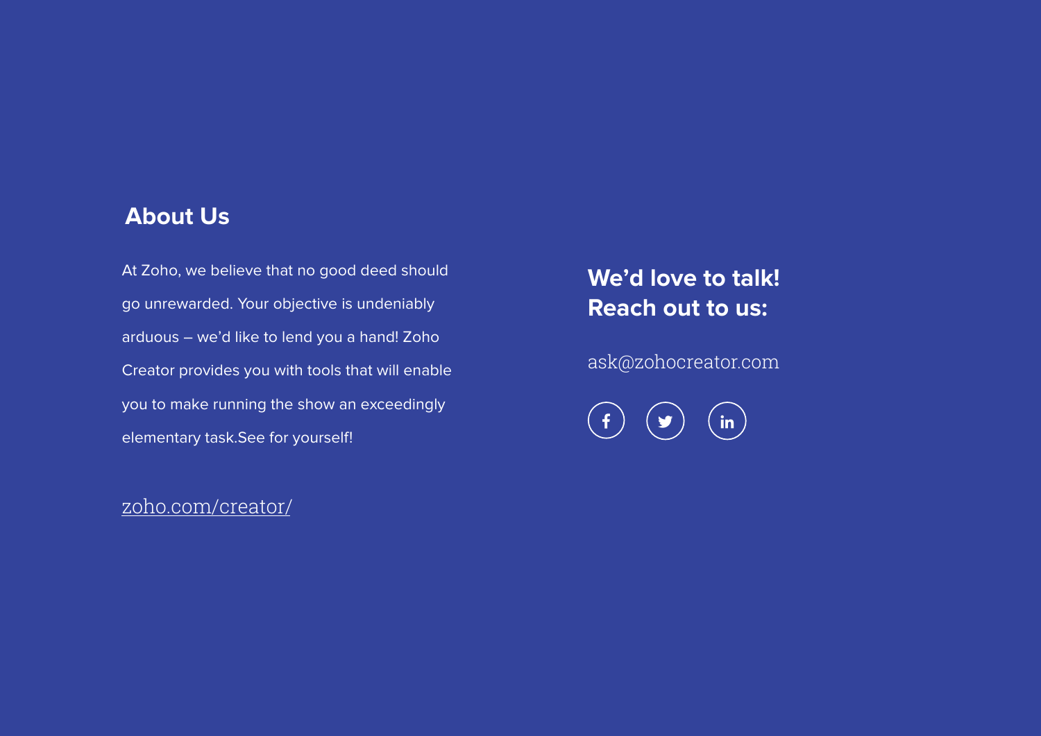## About Us

At Zoho, we believe that no good deed should go unrewarded. Your objective is undeniably arduous – we'd like to lend you a hand! Zoho Creator provides you with tools that will enable you to make running the show an exceedingly elementary task.See for yourself!

zoho.com/creator/

**We'd love to talk!**
**Reach out to us:**

ask@zohocreator.com